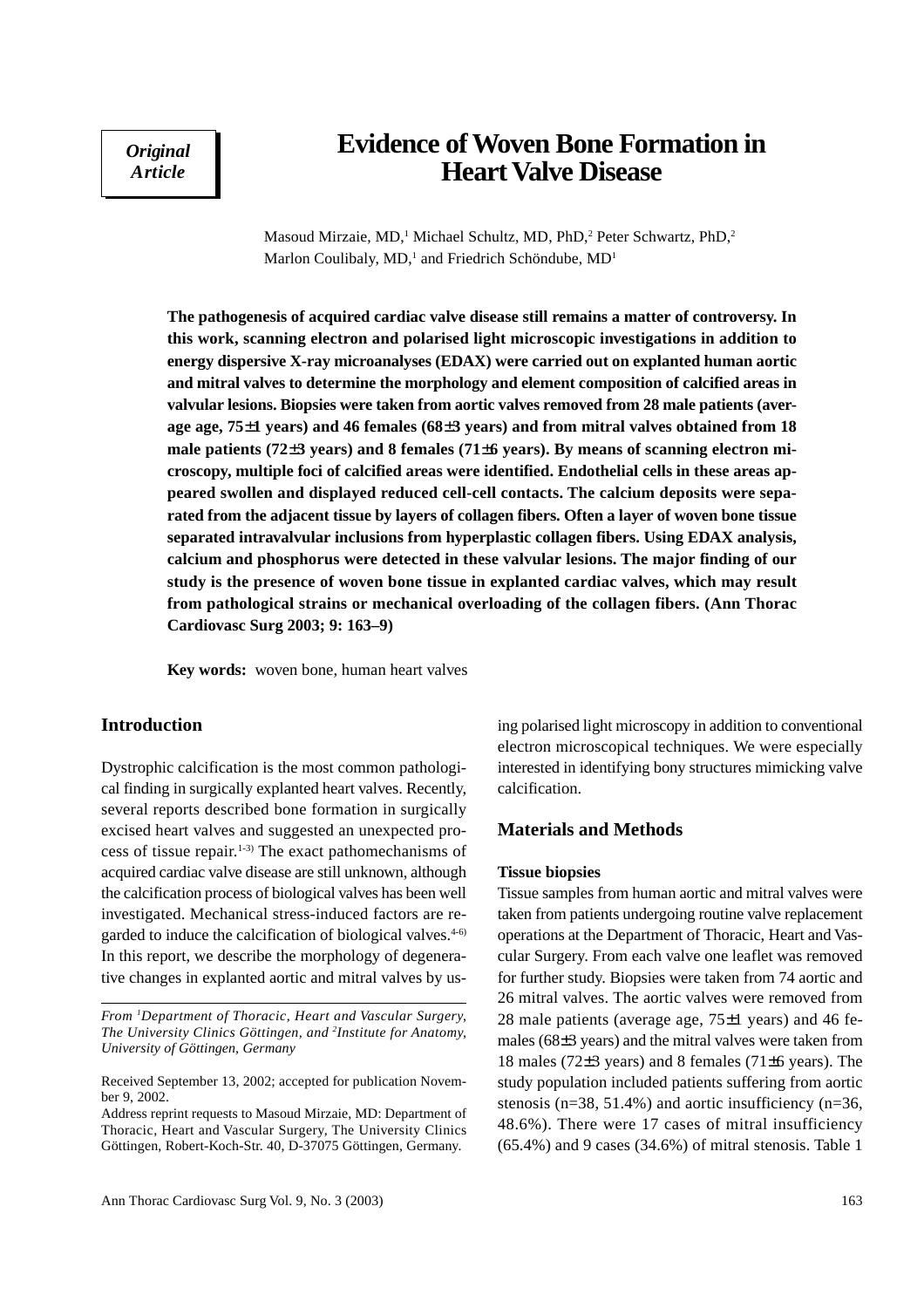*Original Article*

# Evidence of Woven Bone Formation in Heart Valve Disease

Masoud Mirzaie, MD,[1] Michael Schultz, MD, PhD,[2] Peter Schwartz, PhD,[2] Marlon Coulibaly, MD,[1] and Friedrich Schöndube, MD[1]

**The pathogenesis of acquired cardiac valve disease still remains a matter of controversy. In this work, scanning electron and polarised light microscopic investigations in addition to energy dispersive X-ray microanalyses (EDAX) were carried out on explanted human aortic and mitral valves to determine the morphology and element composition of calcified areas in valvular lesions. Biopsies were taken from aortic valves removed from 28 male patients (average age, 75±1 years) and 46 females (68±3 years) and from mitral valves obtained from 18 male patients (72±3 years) and 8 females (71±6 years). By means of scanning electron microscopy, multiple foci of calcified areas were identified. Endothelial cells in these areas appeared swollen and displayed reduced cell-cell contacts. The calcium deposits were separated from the adjacent tissue by layers of collagen fibers. Often a layer of woven bone tissue separated intravalvular inclusions from hyperplastic collagen fibers. Using EDAX analysis, calcium and phosphorus were detected in these valvular lesions. The major finding of our study is the presence of woven bone tissue in explanted cardiac valves, which may result from pathological strains or mechanical overloading of the collagen fibers. (Ann Thorac Cardiovasc Surg 2003; 9: 163–9)**

**Key words:** woven bone, human heart valves

## Introduction

Dystrophic calcification is the most common pathological finding in surgically explanted heart valves. Recently, several reports described bone formation in surgically excised heart valves and suggested an unexpected process of tissue repair.[1-3] The exact pathomechanisms of acquired cardiac valve disease are still unknown, although the calcification process of biological valves has been well investigated. Mechanical stress-induced factors are regarded to induce the calcification of biological valves.[4-6] In this report, we describe the morphology of degenerative changes in explanted aortic and mitral valves by using polarised light microscopy in addition to conventional electron microscopical techniques. We were especially interested in identifying bony structures mimicking valve calcification.

## Materials and Methods

### Tissue biopsies

Tissue samples from human aortic and mitral valves were taken from patients undergoing routine valve replacement operations at the Department of Thoracic, Heart and Vascular Surgery. From each valve one leaflet was removed for further study. Biopsies were taken from 74 aortic and 26 mitral valves. The aortic valves were removed from 28 male patients (average age, 75±1 years) and 46 females (68±3 years) and the mitral valves were taken from 18 males (72±3 years) and 8 females (71±6 years). The study population included patients suffering from aortic stenosis (n=38, 51.4%) and aortic insufficiency (n=36, 48.6%). There were 17 cases of mitral insufficiency (65.4%) and 9 cases (34.6%) of mitral stenosis. Table 1

---

*From [1]Department of Thoracic, Heart and Vascular Surgery, The University Clinics Göttingen, and [2]Institute for Anatomy, University of Göttingen, Germany*

Received September 13, 2002; accepted for publication November 9, 2002.

Address reprint requests to Masoud Mirzaie, MD: Department of Thoracic, Heart and Vascular Surgery, The University Clinics Göttingen, Robert-Koch-Str. 40, D-37075 Göttingen, Germany.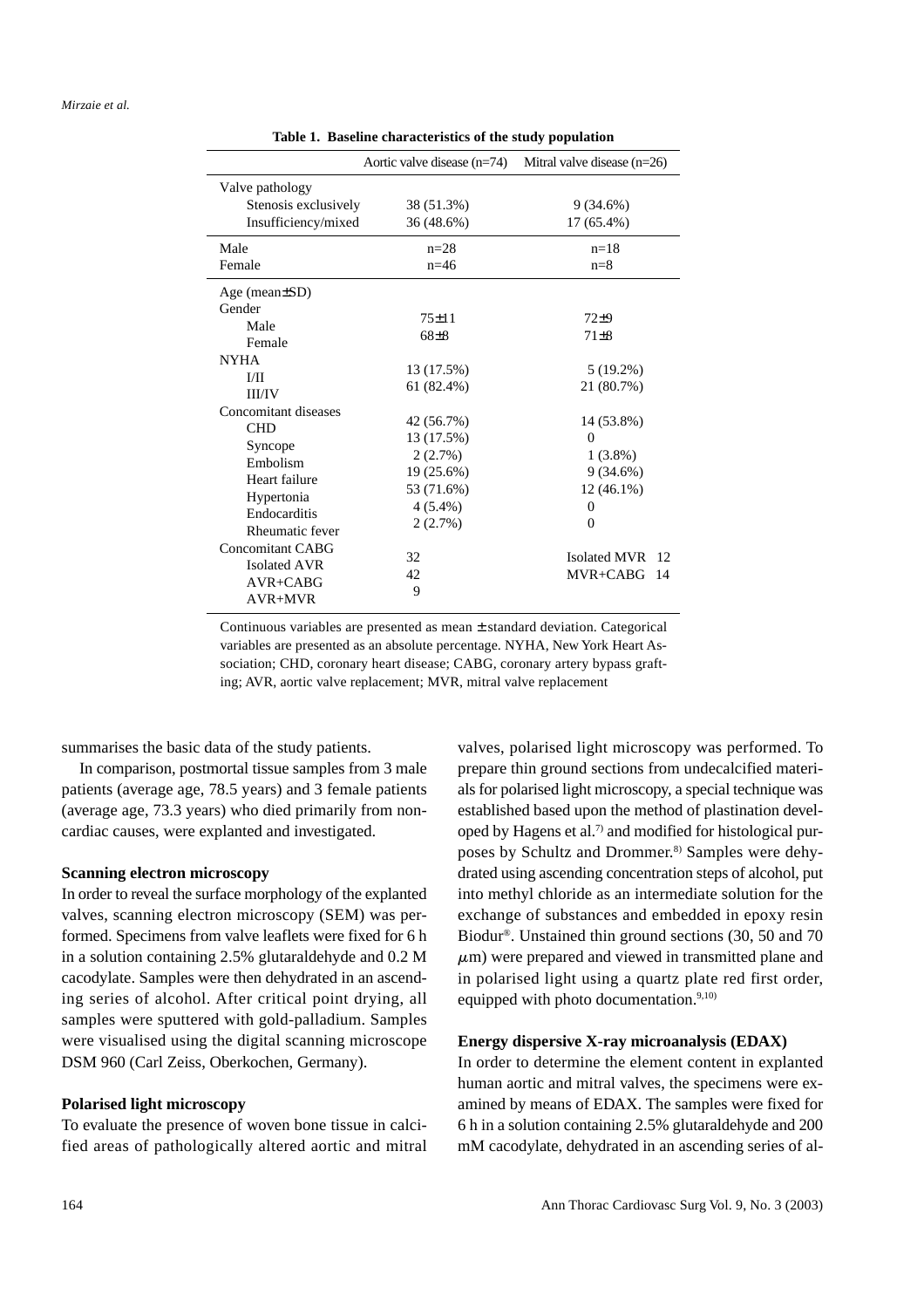**Table 1. Baseline characteristics of the study population**

| | Aortic valve disease (n=74) | Mitral valve disease (n=26) |
|---|---|---|
| Valve pathology | | |
| Stenosis exclusively | 38 (51.3%) | 9 (34.6%) |
| Insufficiency/mixed | 36 (48.6%) | 17 (65.4%) |
| Male | n=28 | n=18 |
| Female | n=46 | n=8 |
| Age (mean±SD) | | |
| Gender | | |
| Male | 75±11 | 72±9 |
| Female | 68±8 | 71±8 |
| NYHA | | |
| I/II | 13 (17.5%) | 5 (19.2%) |
| III/IV | 61 (82.4%) | 21 (80.7%) |
| Concomitant diseases | | |
| CHD | 42 (56.7%) | 14 (53.8%) |
| Syncope | 13 (17.5%) | 0 |
| Embolism | 2 (2.7%) | 1 (3.8%) |
| Heart failure | 19 (25.6%) | 9 (34.6%) |
| Hypertonia | 53 (71.6%) | 12 (46.1%) |
| Endocarditis | 4 (5.4%) | 0 |
| Rheumatic fever | 2 (2.7%) | 0 |
| Concomitant CABG | | |
| Isolated AVR | 32 | Isolated MVR 12 |
| AVR+CABG | 42 | MVR+CABG 14 |
| AVR+MVR | 9 | |

Continuous variables are presented as mean ± standard deviation. Categorical variables are presented as an absolute percentage. NYHA, New York Heart Association; CHD, coronary heart disease; CABG, coronary artery bypass grafting; AVR, aortic valve replacement; MVR, mitral valve replacement

summarises the basic data of the study patients.

In comparison, postmortal tissue samples from 3 male patients (average age, 78.5 years) and 3 female patients (average age, 73.3 years) who died primarily from non-cardiac causes, were explanted and investigated.

### Scanning electron microscopy

In order to reveal the surface morphology of the explanted valves, scanning electron microscopy (SEM) was performed. Specimens from valve leaflets were fixed for 6 h in a solution containing 2.5% glutaraldehyde and 0.2 M cacodylate. Samples were then dehydrated in an ascending series of alcohol. After critical point drying, all samples were sputtered with gold-palladium. Samples were visualised using the digital scanning microscope DSM 960 (Carl Zeiss, Oberkochen, Germany).

### Polarised light microscopy

To evaluate the presence of woven bone tissue in calcified areas of pathologically altered aortic and mitral valves, polarised light microscopy was performed. To prepare thin ground sections from undecalcified materials for polarised light microscopy, a special technique was established based upon the method of plastination developed by Hagens et al.[7] and modified for histological purposes by Schultz and Drommer.[8] Samples were dehydrated using ascending concentration steps of alcohol, put into methyl chloride as an intermediate solution for the exchange of substances and embedded in epoxy resin Biodur®. Unstained thin ground sections (30, 50 and 70 $\mu$m) were prepared and viewed in transmitted plane and in polarised light using a quartz plate red first order, equipped with photo documentation.[9,10]

### Energy dispersive X-ray microanalysis (EDAX)

In order to determine the element content in explanted human aortic and mitral valves, the specimens were examined by means of EDAX. The samples were fixed for 6 h in a solution containing 2.5% glutaraldehyde and 200 mM cacodylate, dehydrated in an ascending series of al-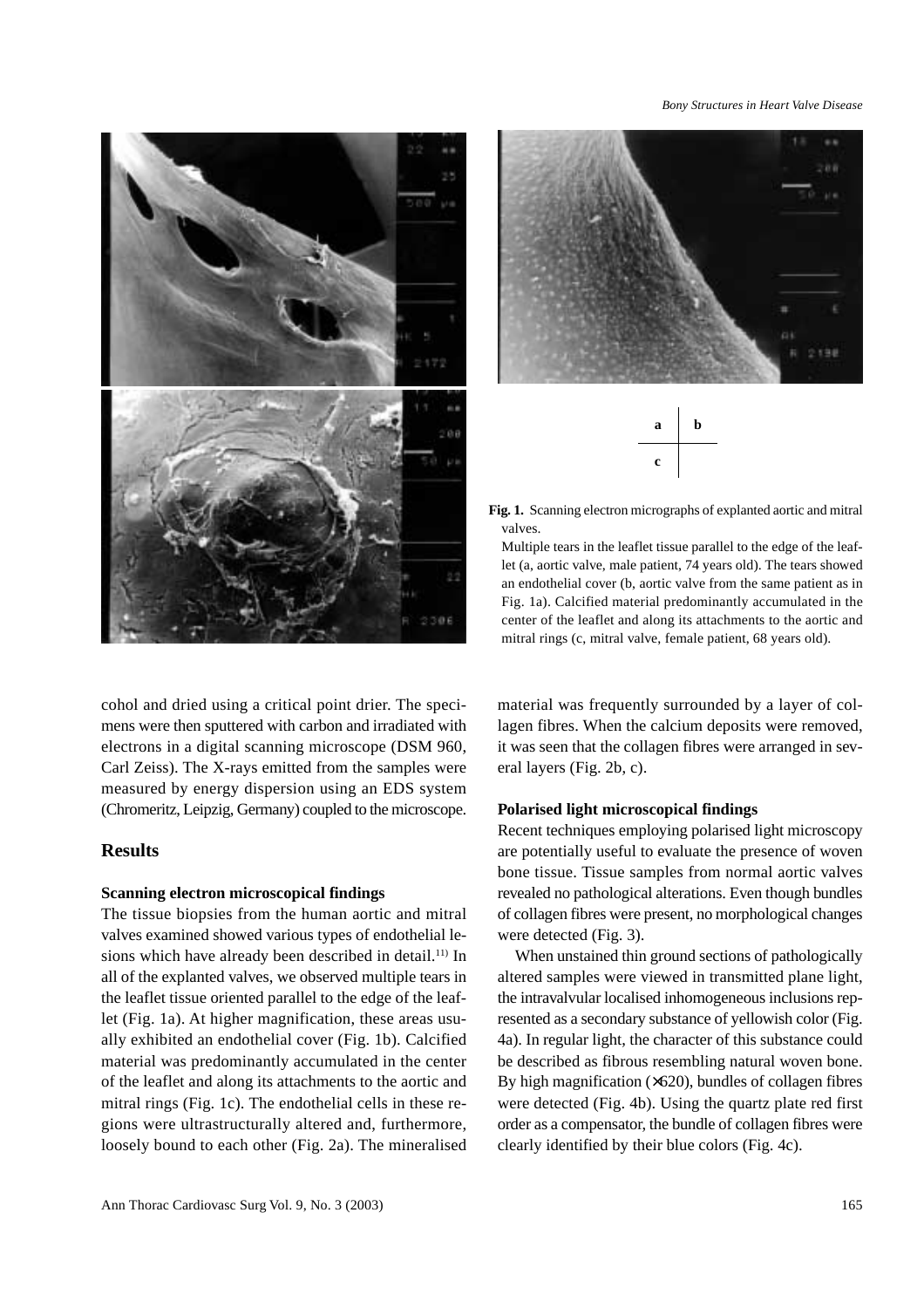**Fig. 1.** Scanning electron micrographs of explanted aortic and mitral valves.

Multiple tears in the leaflet tissue parallel to the edge of the leaflet (a, aortic valve, male patient, 74 years old). The tears showed an endothelial cover (b, aortic valve from the same patient as in Fig. 1a). Calcified material predominantly accumulated in the center of the leaflet and along its attachments to the aortic and mitral rings (c, mitral valve, female patient, 68 years old).

cohol and dried using a critical point drier. The specimens were then sputtered with carbon and irradiated with electrons in a digital scanning microscope (DSM 960, Carl Zeiss). The X-rays emitted from the samples were measured by energy dispersion using an EDS system (Chromeritz, Leipzig, Germany) coupled to the microscope.

## Results

### Scanning electron microscopical findings

The tissue biopsies from the human aortic and mitral valves examined showed various types of endothelial lesions which have already been described in detail.[11] In all of the explanted valves, we observed multiple tears in the leaflet tissue oriented parallel to the edge of the leaflet (Fig. 1a). At higher magnification, these areas usually exhibited an endothelial cover (Fig. 1b). Calcified material was predominantly accumulated in the center of the leaflet and along its attachments to the aortic and mitral rings (Fig. 1c). The endothelial cells in these regions were ultrastructurally altered and, furthermore, loosely bound to each other (Fig. 2a). The mineralised material was frequently surrounded by a layer of collagen fibres. When the calcium deposits were removed, it was seen that the collagen fibres were arranged in several layers (Fig. 2b, c).

### Polarised light microscopical findings

Recent techniques employing polarised light microscopy are potentially useful to evaluate the presence of woven bone tissue. Tissue samples from normal aortic valves revealed no pathological alterations. Even though bundles of collagen fibres were present, no morphological changes were detected (Fig. 3).

When unstained thin ground sections of pathologically altered samples were viewed in transmitted plane light, the intravalvular localised inhomogeneous inclusions represented as a secondary substance of yellowish color (Fig. 4a). In regular light, the character of this substance could be described as fibrous resembling natural woven bone. By high magnification (×620), bundles of collagen fibres were detected (Fig. 4b). Using the quartz plate red first order as a compensator, the bundle of collagen fibres were clearly identified by their blue colors (Fig. 4c).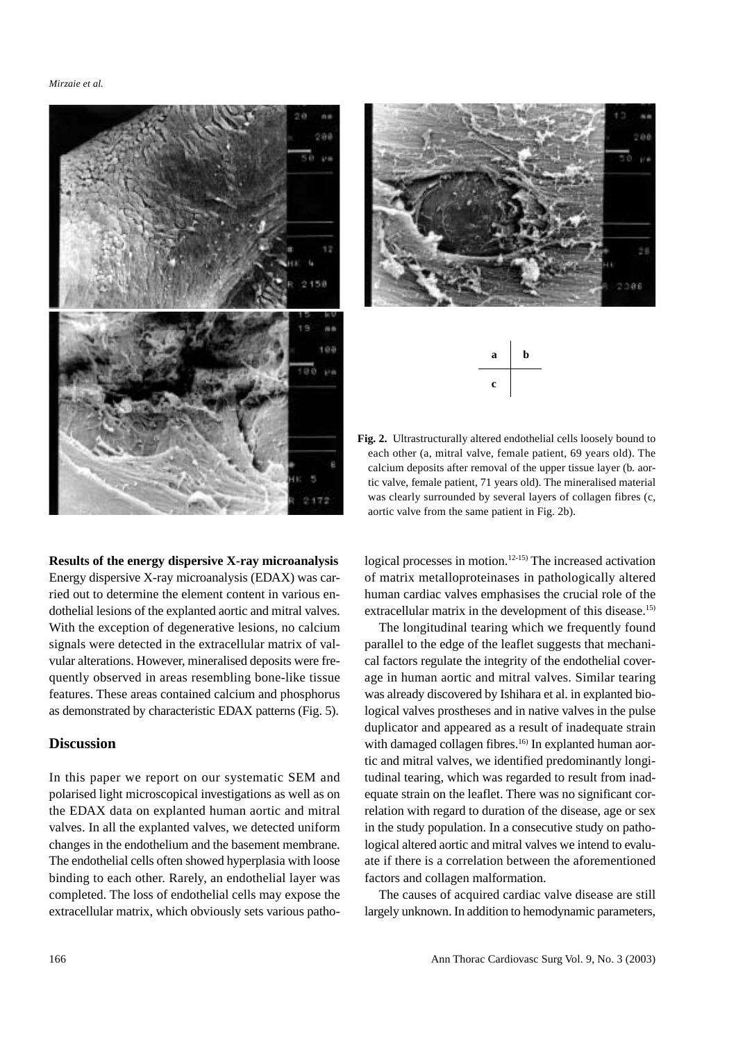**Fig. 2.** Ultrastructurally altered endothelial cells loosely bound to each other (a, mitral valve, female patient, 69 years old). The calcium deposits after removal of the upper tissue layer (b. aortic valve, female patient, 71 years old). The mineralised material was clearly surrounded by several layers of collagen fibres (c, aortic valve from the same patient in Fig. 2b).

**Results of the energy dispersive X-ray microanalysis**

Energy dispersive X-ray microanalysis (EDAX) was carried out to determine the element content in various endothelial lesions of the explanted aortic and mitral valves. With the exception of degenerative lesions, no calcium signals were detected in the extracellular matrix of valvular alterations. However, mineralised deposits were frequently observed in areas resembling bone-like tissue features. These areas contained calcium and phosphorus as demonstrated by characteristic EDAX patterns (Fig. 5).

## Discussion

In this paper we report on our systematic SEM and polarised light microscopical investigations as well as on the EDAX data on explanted human aortic and mitral valves. In all the explanted valves, we detected uniform changes in the endothelium and the basement membrane. The endothelial cells often showed hyperplasia with loose binding to each other. Rarely, an endothelial layer was completed. The loss of endothelial cells may expose the extracellular matrix, which obviously sets various pathological processes in motion.[12-15] The increased activation of matrix metalloproteinases in pathologically altered human cardiac valves emphasises the crucial role of the extracellular matrix in the development of this disease.[15]

The longitudinal tearing which we frequently found parallel to the edge of the leaflet suggests that mechanical factors regulate the integrity of the endothelial coverage in human aortic and mitral valves. Similar tearing was already discovered by Ishihara et al. in explanted biological valves prostheses and in native valves in the pulse duplicator and appeared as a result of inadequate strain with damaged collagen fibres.[16] In explanted human aortic and mitral valves, we identified predominantly longitudinal tearing, which was regarded to result from inadequate strain on the leaflet. There was no significant correlation with regard to duration of the disease, age or sex in the study population. In a consecutive study on pathological altered aortic and mitral valves we intend to evaluate if there is a correlation between the aforementioned factors and collagen malformation.

The causes of acquired cardiac valve disease are still largely unknown. In addition to hemodynamic parameters,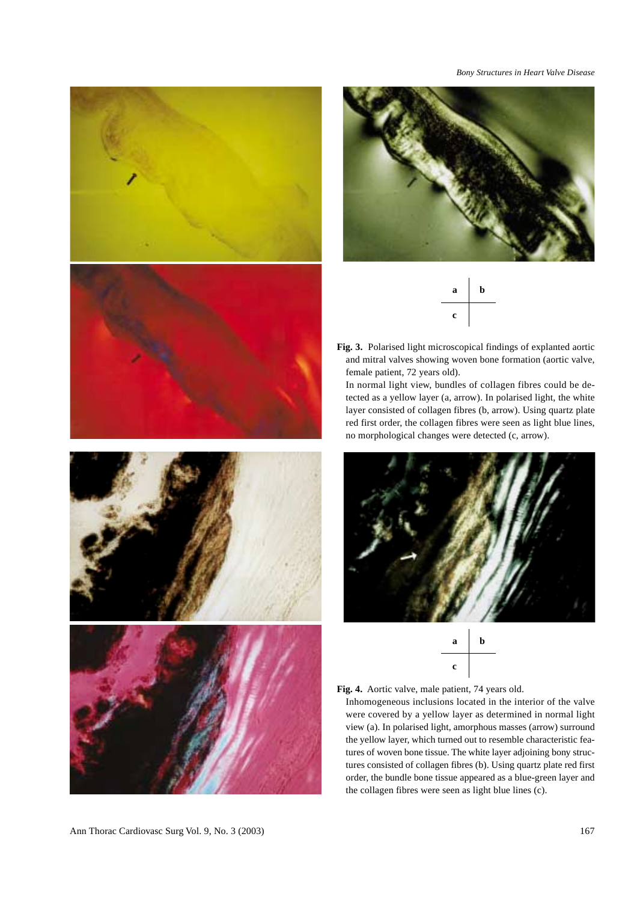| a | b |
| --- | --- |
| c | |

**Fig. 3.** Polarised light microscopical findings of explanted aortic and mitral valves showing woven bone formation (aortic valve, female patient, 72 years old).
In normal light view, bundles of collagen fibres could be detected as a yellow layer (a, arrow). In polarised light, the white layer consisted of collagen fibres (b, arrow). Using quartz plate red first order, the collagen fibres were seen as light blue lines, no morphological changes were detected (c, arrow).

| a | b |
| --- | --- |
| c | |

**Fig. 4.** Aortic valve, male patient, 74 years old.
Inhomogeneous inclusions located in the interior of the valve were covered by a yellow layer as determined in normal light view (a). In polarised light, amorphous masses (arrow) surround the yellow layer, which turned out to resemble characteristic features of woven bone tissue. The white layer adjoining bony structures consisted of collagen fibres (b). Using quartz plate red first order, the bundle bone tissue appeared as a blue-green layer and the collagen fibres were seen as light blue lines (c).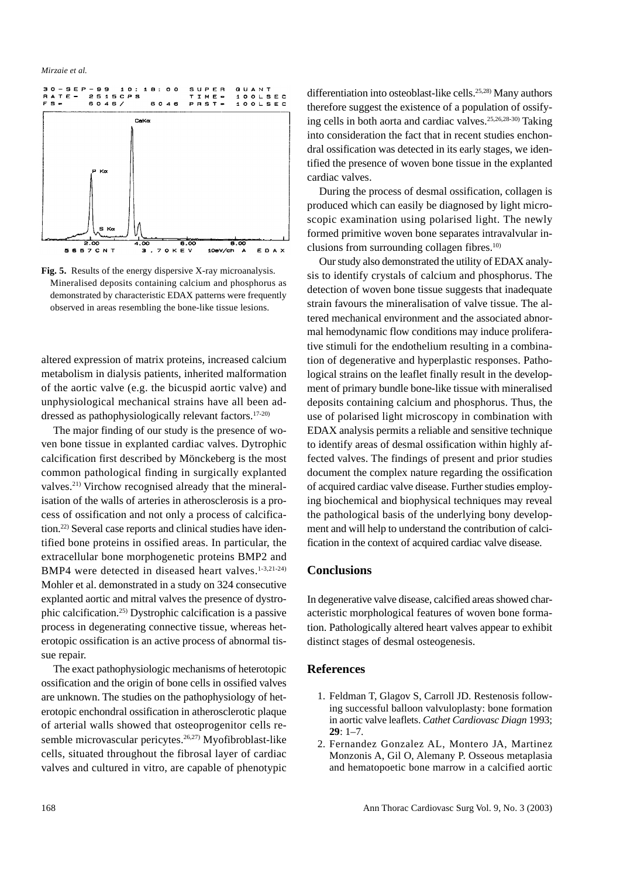**Fig. 5.** Results of the energy dispersive X-ray microanalysis. Mineralised deposits containing calcium and phosphorus as demonstrated by characteristic EDAX patterns were frequently observed in areas resembling the bone-like tissue lesions.

altered expression of matrix proteins, increased calcium metabolism in dialysis patients, inherited malformation of the aortic valve (e.g. the bicuspid aortic valve) and unphysiological mechanical strains have all been addressed as pathophysiologically relevant factors.[17-20]

The major finding of our study is the presence of woven bone tissue in explanted cardiac valves. Dytrophic calcification first described by Mönckeberg is the most common pathological finding in surgically explanted valves.[21] Virchow recognised already that the mineralisation of the walls of arteries in atherosclerosis is a process of ossification and not only a process of calcification.[22] Several case reports and clinical studies have identified bone proteins in ossified areas. In particular, the extracellular bone morphogenetic proteins BMP2 and BMP4 were detected in diseased heart valves.[1-3,21-24] Mohler et al. demonstrated in a study on 324 consecutive explanted aortic and mitral valves the presence of dystrophic calcification.[25] Dystrophic calcification is a passive process in degenerating connective tissue, whereas heterotopic ossification is an active process of abnormal tissue repair.

The exact pathophysiologic mechanisms of heterotopic ossification and the origin of bone cells in ossified valves are unknown. The studies on the pathophysiology of heterotopic enchondral ossification in atherosclerotic plaque of arterial walls showed that osteoprogenitor cells resemble microvascular pericytes.[26,27] Myofibroblast-like cells, situated throughout the fibrosal layer of cardiac valves and cultured in vitro, are capable of phenotypic differentiation into osteoblast-like cells.[25,28] Many authors therefore suggest the existence of a population of ossifying cells in both aorta and cardiac valves.[25,26,28-30] Taking into consideration the fact that in recent studies enchondral ossification was detected in its early stages, we identified the presence of woven bone tissue in the explanted cardiac valves.

During the process of desmal ossification, collagen is produced which can easily be diagnosed by light microscopic examination using polarised light. The newly formed primitive woven bone separates intravalvular inclusions from surrounding collagen fibres.[10]

Our study also demonstrated the utility of EDAX analysis to identify crystals of calcium and phosphorus. The detection of woven bone tissue suggests that inadequate strain favours the mineralisation of valve tissue. The altered mechanical environment and the associated abnormal hemodynamic flow conditions may induce proliferative stimuli for the endothelium resulting in a combination of degenerative and hyperplastic responses. Pathological strains on the leaflet finally result in the development of primary bundle bone-like tissue with mineralised deposits containing calcium and phosphorus. Thus, the use of polarised light microscopy in combination with EDAX analysis permits a reliable and sensitive technique to identify areas of desmal ossification within highly affected valves. The findings of present and prior studies document the complex nature regarding the ossification of acquired cardiac valve disease. Further studies employing biochemical and biophysical techniques may reveal the pathological basis of the underlying bony development and will help to understand the contribution of calcification in the context of acquired cardiac valve disease.

## Conclusions

In degenerative valve disease, calcified areas showed characteristic morphological features of woven bone formation. Pathologically altered heart valves appear to exhibit distinct stages of desmal osteogenesis.

## References

1. Feldman T, Glagov S, Carroll JD. Restenosis following successful balloon valvuloplasty: bone formation in aortic valve leaflets. *Cathet Cardiovasc Diagn* 1993; **29**: 1–7.
2. Fernandez Gonzalez AL, Montero JA, Martinez Monzonis A, Gil O, Alemany P. Osseous metaplasia and hematopoetic bone marrow in a calcified aortic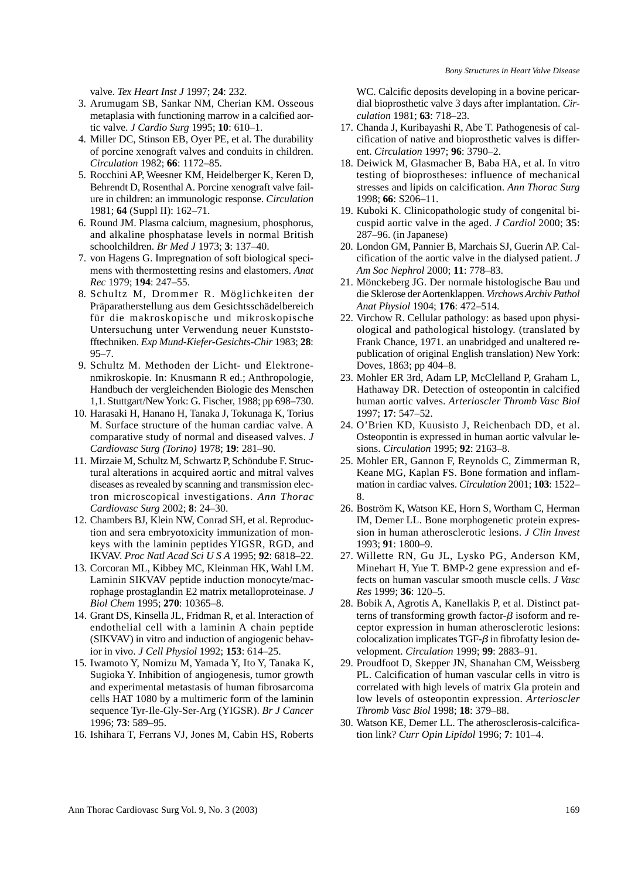valve. *Tex Heart Inst J* 1997; **24**: 232.

3. Arumugam SB, Sankar NM, Cherian KM. Osseous metaplasia with functioning marrow in a calcified aortic valve. *J Cardio Surg* 1995; **10**: 610–1.
4. Miller DC, Stinson EB, Oyer PE, et al. The durability of porcine xenograft valves and conduits in children. *Circulation* 1982; **66**: 1172–85.
5. Rocchini AP, Weesner KM, Heidelberger K, Keren D, Behrendt D, Rosenthal A. Porcine xenograft valve failure in children: an immunologic response. *Circulation* 1981; **64** (Suppl II): 162–71.
6. Round JM. Plasma calcium, magnesium, phosphorus, and alkaline phosphatase levels in normal British schoolchildren. *Br Med J* 1973; **3**: 137–40.
7. von Hagens G. Impregnation of soft biological specimens with thermostetting resins and elastomers. *Anat Rec* 1979; **194**: 247–55.
8. Schultz M, Drommer R. Möglichkeiten der Präparatherstellung aus dem Gesichtsschädelbereich für die makroskopische und mikroskopische Untersuchung unter Verwendung neuer Kunststofftechniken. *Exp Mund-Kiefer-Gesichts-Chir* 1983; **28**: 95–7.
9. Schultz M. Methoden der Licht- und Elektronenmikroskopie. In: Knusmann R ed.; Anthropologie, Handbuch der vergleichenden Biologie des Menschen 1,1. Stuttgart/New York: G. Fischer, 1988; pp 698–730.
10. Harasaki H, Hanano H, Tanaka J, Tokunaga K, Torius M. Surface structure of the human cardiac valve. A comparative study of normal and diseased valves. *J Cardiovasc Surg (Torino)* 1978; **19**: 281–90.
11. Mirzaie M, Schultz M, Schwartz P, Schöndube F. Structural alterations in acquired aortic and mitral valves diseases as revealed by scanning and transmission electron microscopical investigations. *Ann Thorac Cardiovasc Surg* 2002; **8**: 24–30.
12. Chambers BJ, Klein NW, Conrad SH, et al. Reproduction and sera embryotoxicity immunization of monkeys with the laminin peptides YIGSR, RGD, and IKVAV. *Proc Natl Acad Sci U S A* 1995; **92**: 6818–22.
13. Corcoran ML, Kibbey MC, Kleinman HK, Wahl LM. Laminin SIKVAV peptide induction monocyte/macrophage prostaglandin E2 matrix metalloproteinase. *J Biol Chem* 1995; **270**: 10365–8.
14. Grant DS, Kinsella JL, Fridman R, et al. Interaction of endothelial cell with a laminin A chain peptide (SIKVAV) in vitro and induction of angiogenic behavior in vivo. *J Cell Physiol* 1992; **153**: 614–25.
15. Iwamoto Y, Nomizu M, Yamada Y, Ito Y, Tanaka K, Sugioka Y. Inhibition of angiogenesis, tumor growth and experimental metastasis of human fibrosarcoma cells HAT 1080 by a multimeric form of the laminin sequence Tyr-Ile-Gly-Ser-Arg (YIGSR). *Br J Cancer* 1996; **73**: 589–95.
16. Ishihara T, Ferrans VJ, Jones M, Cabin HS, Roberts WC. Calcific deposits developing in a bovine pericardial bioprosthetic valve 3 days after implantation. *Circulation* 1981; **63**: 718–23.
17. Chanda J, Kuribayashi R, Abe T. Pathogenesis of calcification of native and bioprosthetic valves is different. *Circulation* 1997; **96**: 3790–2.
18. Deiwick M, Glasmacher B, Baba HA, et al. In vitro testing of bioprostheses: influence of mechanical stresses and lipids on calcification. *Ann Thorac Surg* 1998; **66**: S206–11.
19. Kuboki K. Clinicopathologic study of congenital bicuspid aortic valve in the aged. *J Cardiol* 2000; **35**: 287–96. (in Japanese)
20. London GM, Pannier B, Marchais SJ, Guerin AP. Calcification of the aortic valve in the dialysed patient. *J Am Soc Nephrol* 2000; **11**: 778–83.
21. Mönckeberg JG. Der normale histologische Bau und die Sklerose der Aortenklappen. *Virchows Archiv Pathol Anat Physiol* 1904; **176**: 472–514.
22. Virchow R. Cellular pathology: as based upon physiological and pathological histology. (translated by Frank Chance, 1971. an unabridged and unaltered republication of original English translation) New York: Doves, 1863; pp 404–8.
23. Mohler ER 3rd, Adam LP, McClelland P, Graham L, Hathaway DR. Detection of osteopontin in calcified human aortic valves. *Arterioscler Thromb Vasc Biol* 1997; **17**: 547–52.
24. O'Brien KD, Kuusisto J, Reichenbach DD, et al. Osteopontin is expressed in human aortic valvular lesions. *Circulation* 1995; **92**: 2163–8.
25. Mohler ER, Gannon F, Reynolds C, Zimmerman R, Keane MG, Kaplan FS. Bone formation and inflammation in cardiac valves. *Circulation* 2001; **103**: 1522–8.
26. Boström K, Watson KE, Horn S, Wortham C, Herman IM, Demer LL. Bone morphogenetic protein expression in human atherosclerotic lesions. *J Clin Invest* 1993; **91**: 1800–9.
27. Willette RN, Gu JL, Lysko PG, Anderson KM, Minehart H, Yue T. BMP-2 gene expression and effects on human vascular smooth muscle cells. *J Vasc Res* 1999; **36**: 120–5.
28. Bobik A, Agrotis A, Kanellakis P, et al. Distinct patterns of transforming growth factor-$\beta$ isoform and receptor expression in human atherosclerotic lesions: colocalization implicates TGF-$\beta$ in fibrofatty lesion development. *Circulation* 1999; **99**: 2883–91.
29. Proudfoot D, Skepper JN, Shanahan CM, Weissberg PL. Calcification of human vascular cells in vitro is correlated with high levels of matrix Gla protein and low levels of osteopontin expression. *Arterioscler Thromb Vasc Biol* 1998; **18**: 379–88.
30. Watson KE, Demer LL. The atherosclerosis-calcification link? *Curr Opin Lipidol* 1996; **7**: 101–4.